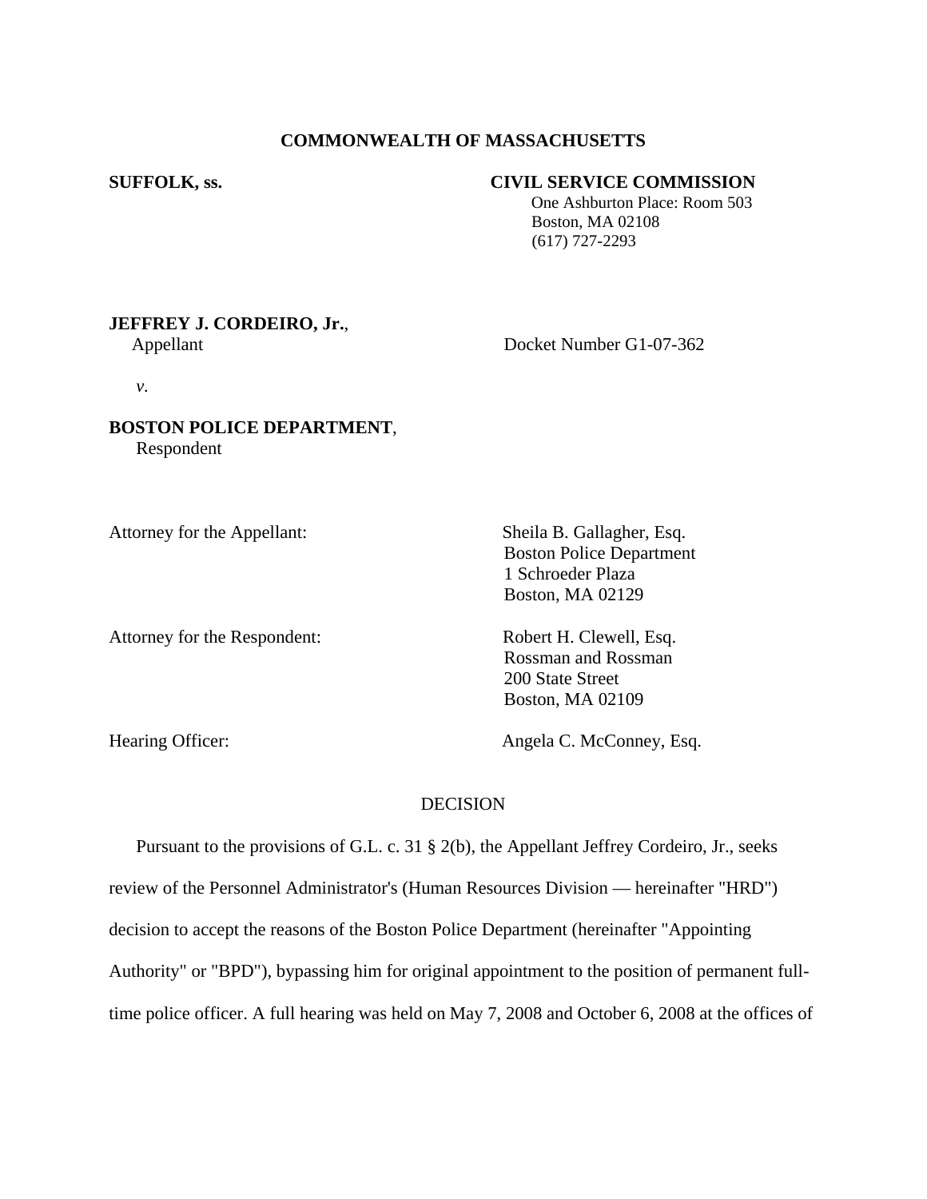**COMMONWEALTH OF MASSACHUSETTS**

**SUFFOLK, ss.**

**CIVIL SERVICE COMMISSION**
One Ashburton Place: Room 503
Boston, MA 02108
(617) 727-2293

**JEFFREY J. CORDEIRO, Jr.**,
Appellant

Docket Number G1-07-362

*v.*

**BOSTON POLICE DEPARTMENT**,
Respondent

Attorney for the Appellant: Sheila B. Gallagher, Esq.
Boston Police Department
1 Schroeder Plaza
Boston, MA 02129

Attorney for the Respondent: Robert H. Clewell, Esq.
Rossman and Rossman
200 State Street
Boston, MA 02109

Hearing Officer: Angela C. McConney, Esq.

DECISION

Pursuant to the provisions of G.L. c. 31 § 2(b), the Appellant Jeffrey Cordeiro, Jr., seeks review of the Personnel Administrator's (Human Resources Division — hereinafter "HRD") decision to accept the reasons of the Boston Police Department (hereinafter "Appointing Authority" or "BPD"), bypassing him for original appointment to the position of permanent full-time police officer. A full hearing was held on May 7, 2008 and October 6, 2008 at the offices of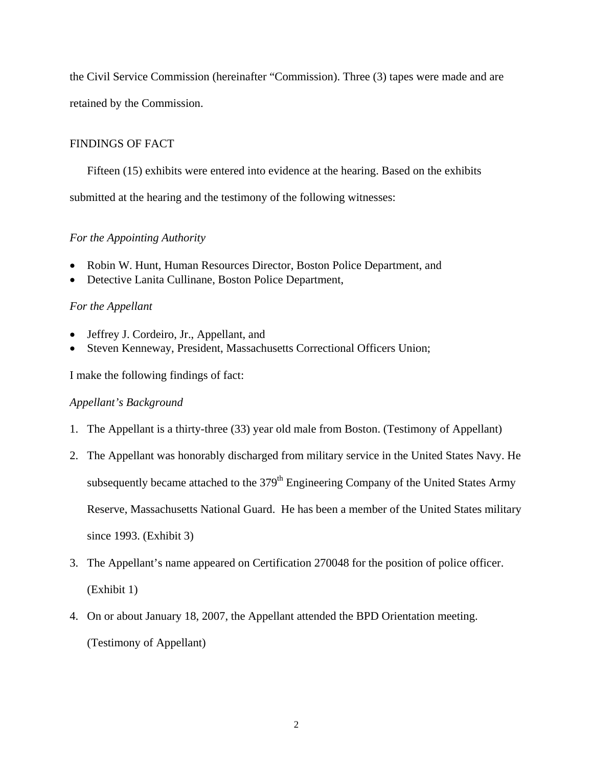the Civil Service Commission (hereinafter "Commission). Three (3) tapes were made and are retained by the Commission.

## FINDINGS OF FACT

Fifteen (15) exhibits were entered into evidence at the hearing. Based on the exhibits submitted at the hearing and the testimony of the following witnesses:

*For the Appointing Authority*

- Robin W. Hunt, Human Resources Director, Boston Police Department, and
- Detective Lanita Cullinane, Boston Police Department,

*For the Appellant*

- Jeffrey J. Cordeiro, Jr., Appellant, and
- Steven Kenneway, President, Massachusetts Correctional Officers Union;

I make the following findings of fact:

*Appellant's Background*

1. The Appellant is a thirty-three (33) year old male from Boston. (Testimony of Appellant)
2. The Appellant was honorably discharged from military service in the United States Navy. He subsequently became attached to the 379th Engineering Company of the United States Army Reserve, Massachusetts National Guard. He has been a member of the United States military since 1993. (Exhibit 3)
3. The Appellant's name appeared on Certification 270048 for the position of police officer. (Exhibit 1)
4. On or about January 18, 2007, the Appellant attended the BPD Orientation meeting. (Testimony of Appellant)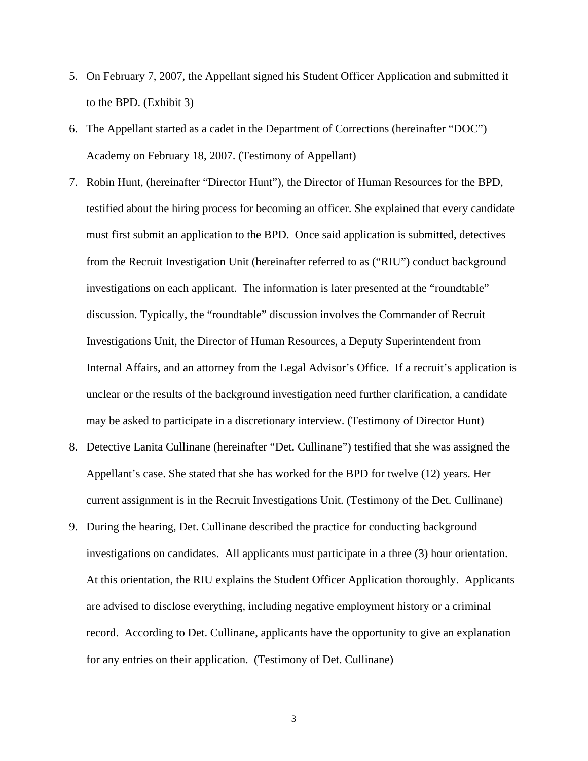5. On February 7, 2007, the Appellant signed his Student Officer Application and submitted it to the BPD. (Exhibit 3)

6. The Appellant started as a cadet in the Department of Corrections (hereinafter "DOC") Academy on February 18, 2007. (Testimony of Appellant)

7. Robin Hunt, (hereinafter "Director Hunt"), the Director of Human Resources for the BPD, testified about the hiring process for becoming an officer. She explained that every candidate must first submit an application to the BPD. Once said application is submitted, detectives from the Recruit Investigation Unit (hereinafter referred to as ("RIU") conduct background investigations on each applicant. The information is later presented at the "roundtable" discussion. Typically, the "roundtable" discussion involves the Commander of Recruit Investigations Unit, the Director of Human Resources, a Deputy Superintendent from Internal Affairs, and an attorney from the Legal Advisor's Office. If a recruit's application is unclear or the results of the background investigation need further clarification, a candidate may be asked to participate in a discretionary interview. (Testimony of Director Hunt)

8. Detective Lanita Cullinane (hereinafter "Det. Cullinane") testified that she was assigned the Appellant's case. She stated that she has worked for the BPD for twelve (12) years. Her current assignment is in the Recruit Investigations Unit. (Testimony of the Det. Cullinane)

9. During the hearing, Det. Cullinane described the practice for conducting background investigations on candidates. All applicants must participate in a three (3) hour orientation. At this orientation, the RIU explains the Student Officer Application thoroughly. Applicants are advised to disclose everything, including negative employment history or a criminal record. According to Det. Cullinane, applicants have the opportunity to give an explanation for any entries on their application. (Testimony of Det. Cullinane)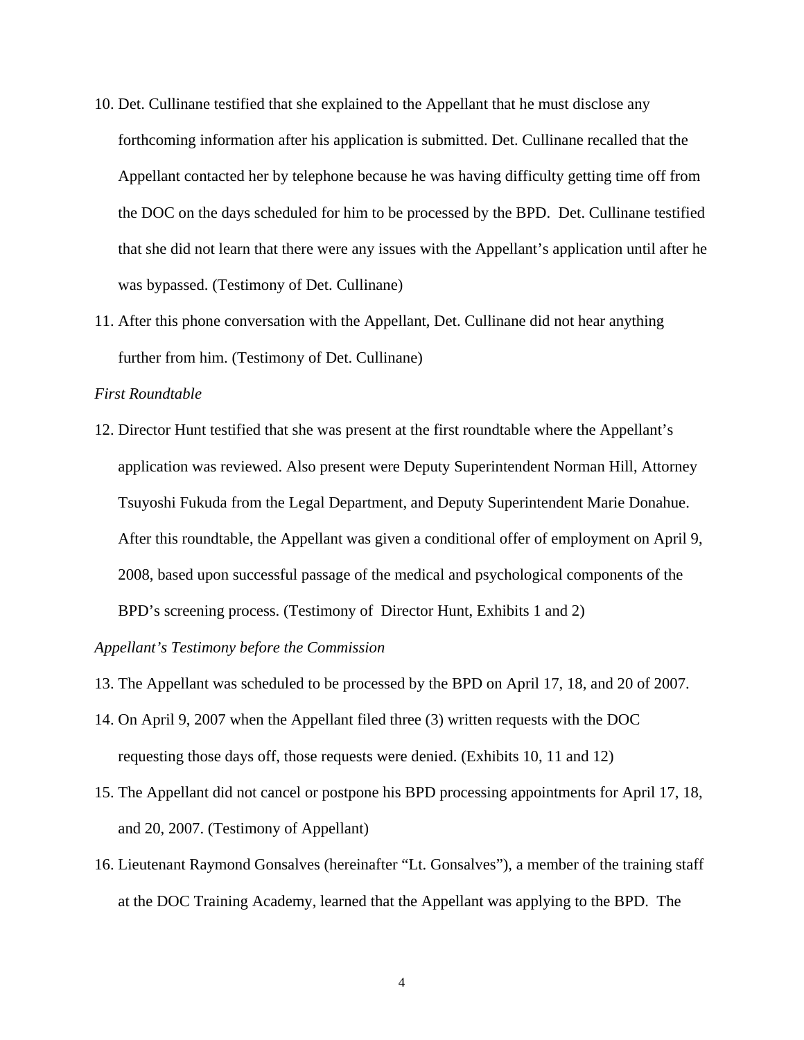10. Det. Cullinane testified that she explained to the Appellant that he must disclose any forthcoming information after his application is submitted. Det. Cullinane recalled that the Appellant contacted her by telephone because he was having difficulty getting time off from the DOC on the days scheduled for him to be processed by the BPD. Det. Cullinane testified that she did not learn that there were any issues with the Appellant's application until after he was bypassed. (Testimony of Det. Cullinane)

11. After this phone conversation with the Appellant, Det. Cullinane did not hear anything further from him. (Testimony of Det. Cullinane)

*First Roundtable*

12. Director Hunt testified that she was present at the first roundtable where the Appellant's application was reviewed. Also present were Deputy Superintendent Norman Hill, Attorney Tsuyoshi Fukuda from the Legal Department, and Deputy Superintendent Marie Donahue. After this roundtable, the Appellant was given a conditional offer of employment on April 9, 2008, based upon successful passage of the medical and psychological components of the BPD's screening process. (Testimony of Director Hunt, Exhibits 1 and 2)

*Appellant's Testimony before the Commission*

13. The Appellant was scheduled to be processed by the BPD on April 17, 18, and 20 of 2007.

14. On April 9, 2007 when the Appellant filed three (3) written requests with the DOC requesting those days off, those requests were denied. (Exhibits 10, 11 and 12)

15. The Appellant did not cancel or postpone his BPD processing appointments for April 17, 18, and 20, 2007. (Testimony of Appellant)

16. Lieutenant Raymond Gonsalves (hereinafter "Lt. Gonsalves"), a member of the training staff at the DOC Training Academy, learned that the Appellant was applying to the BPD. The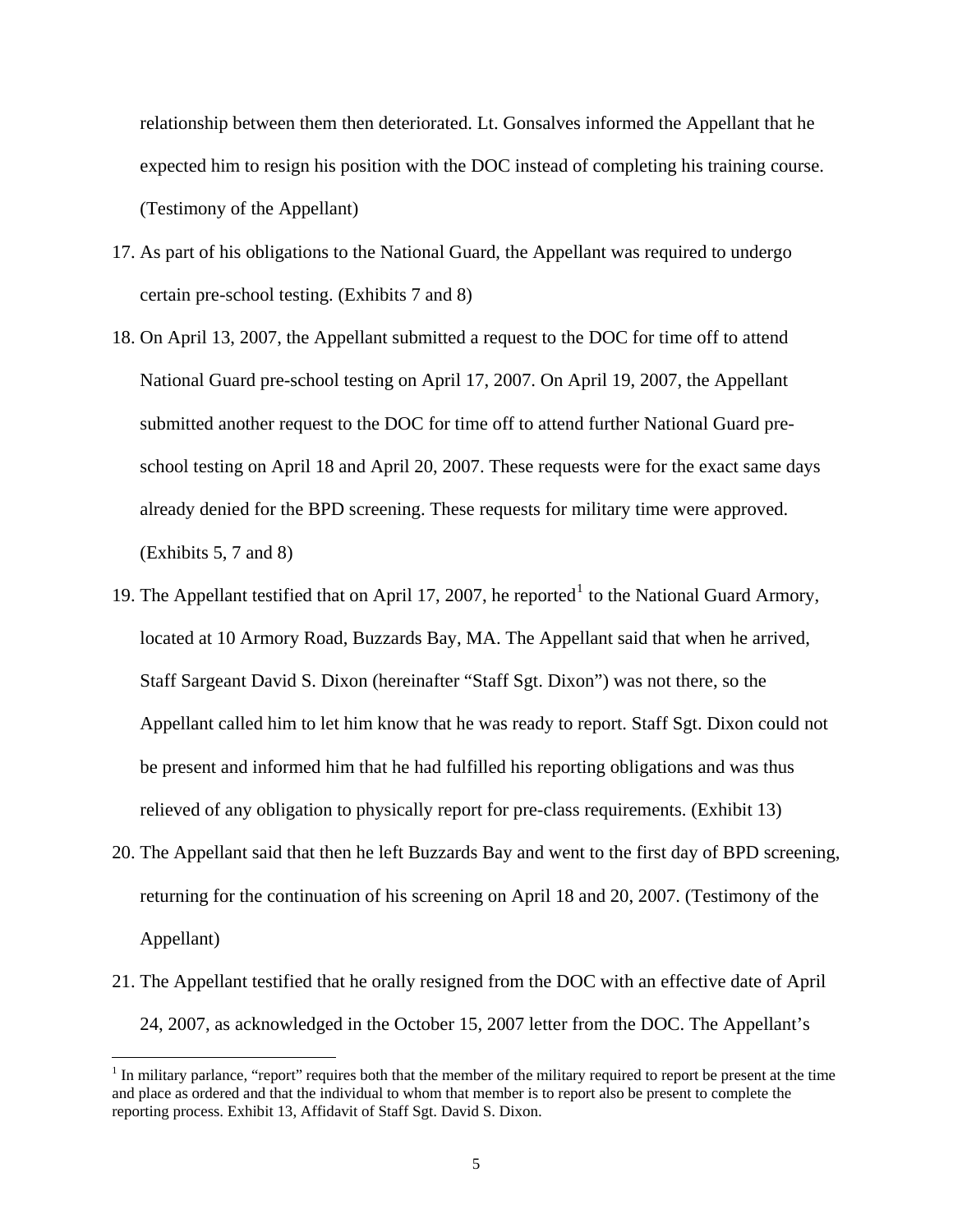relationship between them then deteriorated. Lt. Gonsalves informed the Appellant that he expected him to resign his position with the DOC instead of completing his training course. (Testimony of the Appellant)

17. As part of his obligations to the National Guard, the Appellant was required to undergo certain pre-school testing. (Exhibits 7 and 8)

18. On April 13, 2007, the Appellant submitted a request to the DOC for time off to attend National Guard pre-school testing on April 17, 2007. On April 19, 2007, the Appellant submitted another request to the DOC for time off to attend further National Guard pre-school testing on April 18 and April 20, 2007. These requests were for the exact same days already denied for the BPD screening. These requests for military time were approved. (Exhibits 5, 7 and 8)

19. The Appellant testified that on April 17, 2007, he reported[1] to the National Guard Armory, located at 10 Armory Road, Buzzards Bay, MA. The Appellant said that when he arrived, Staff Sargeant David S. Dixon (hereinafter "Staff Sgt. Dixon") was not there, so the Appellant called him to let him know that he was ready to report. Staff Sgt. Dixon could not be present and informed him that he had fulfilled his reporting obligations and was thus relieved of any obligation to physically report for pre-class requirements. (Exhibit 13)

20. The Appellant said that then he left Buzzards Bay and went to the first day of BPD screening, returning for the continuation of his screening on April 18 and 20, 2007. (Testimony of the Appellant)

21. The Appellant testified that he orally resigned from the DOC with an effective date of April 24, 2007, as acknowledged in the October 15, 2007 letter from the DOC. The Appellant's

[1] In military parlance, "report" requires both that the member of the military required to report be present at the time and place as ordered and that the individual to whom that member is to report also be present to complete the reporting process. Exhibit 13, Affidavit of Staff Sgt. David S. Dixon.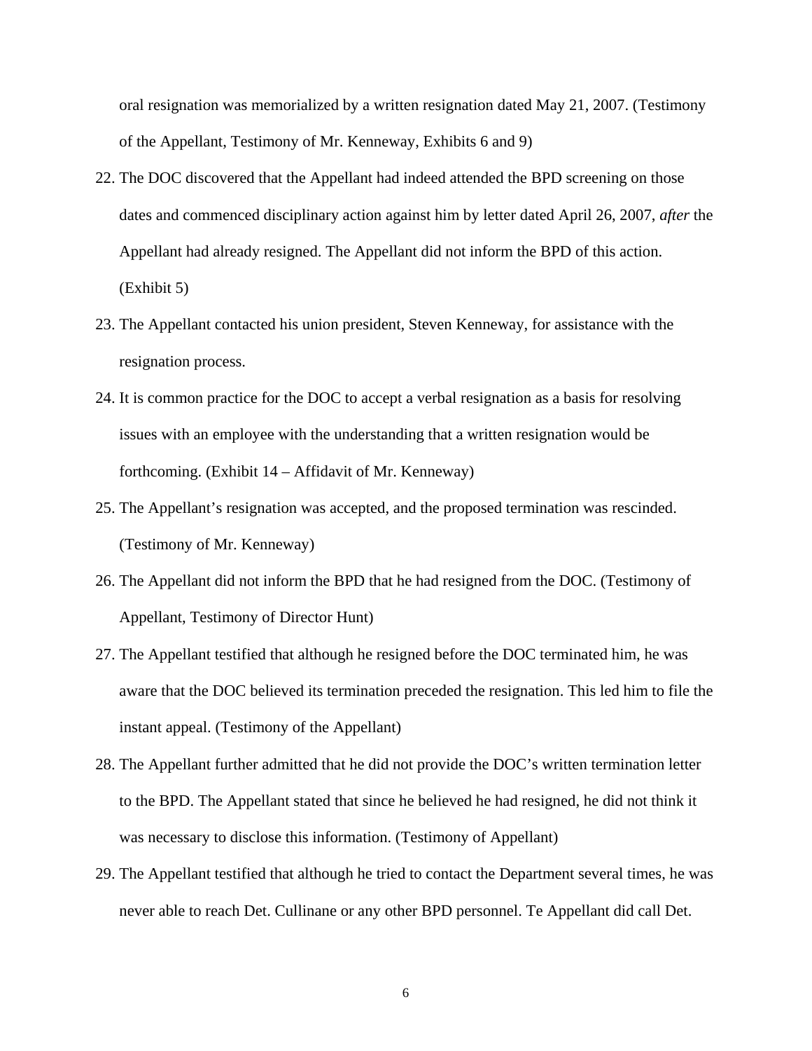oral resignation was memorialized by a written resignation dated May 21, 2007. (Testimony of the Appellant, Testimony of Mr. Kenneway, Exhibits 6 and 9)

22. The DOC discovered that the Appellant had indeed attended the BPD screening on those dates and commenced disciplinary action against him by letter dated April 26, 2007, *after* the Appellant had already resigned. The Appellant did not inform the BPD of this action. (Exhibit 5)
23. The Appellant contacted his union president, Steven Kenneway, for assistance with the resignation process.
24. It is common practice for the DOC to accept a verbal resignation as a basis for resolving issues with an employee with the understanding that a written resignation would be forthcoming. (Exhibit 14 – Affidavit of Mr. Kenneway)
25. The Appellant's resignation was accepted, and the proposed termination was rescinded. (Testimony of Mr. Kenneway)
26. The Appellant did not inform the BPD that he had resigned from the DOC. (Testimony of Appellant, Testimony of Director Hunt)
27. The Appellant testified that although he resigned before the DOC terminated him, he was aware that the DOC believed its termination preceded the resignation. This led him to file the instant appeal. (Testimony of the Appellant)
28. The Appellant further admitted that he did not provide the DOC's written termination letter to the BPD. The Appellant stated that since he believed he had resigned, he did not think it was necessary to disclose this information. (Testimony of Appellant)
29. The Appellant testified that although he tried to contact the Department several times, he was never able to reach Det. Cullinane or any other BPD personnel. Te Appellant did call Det.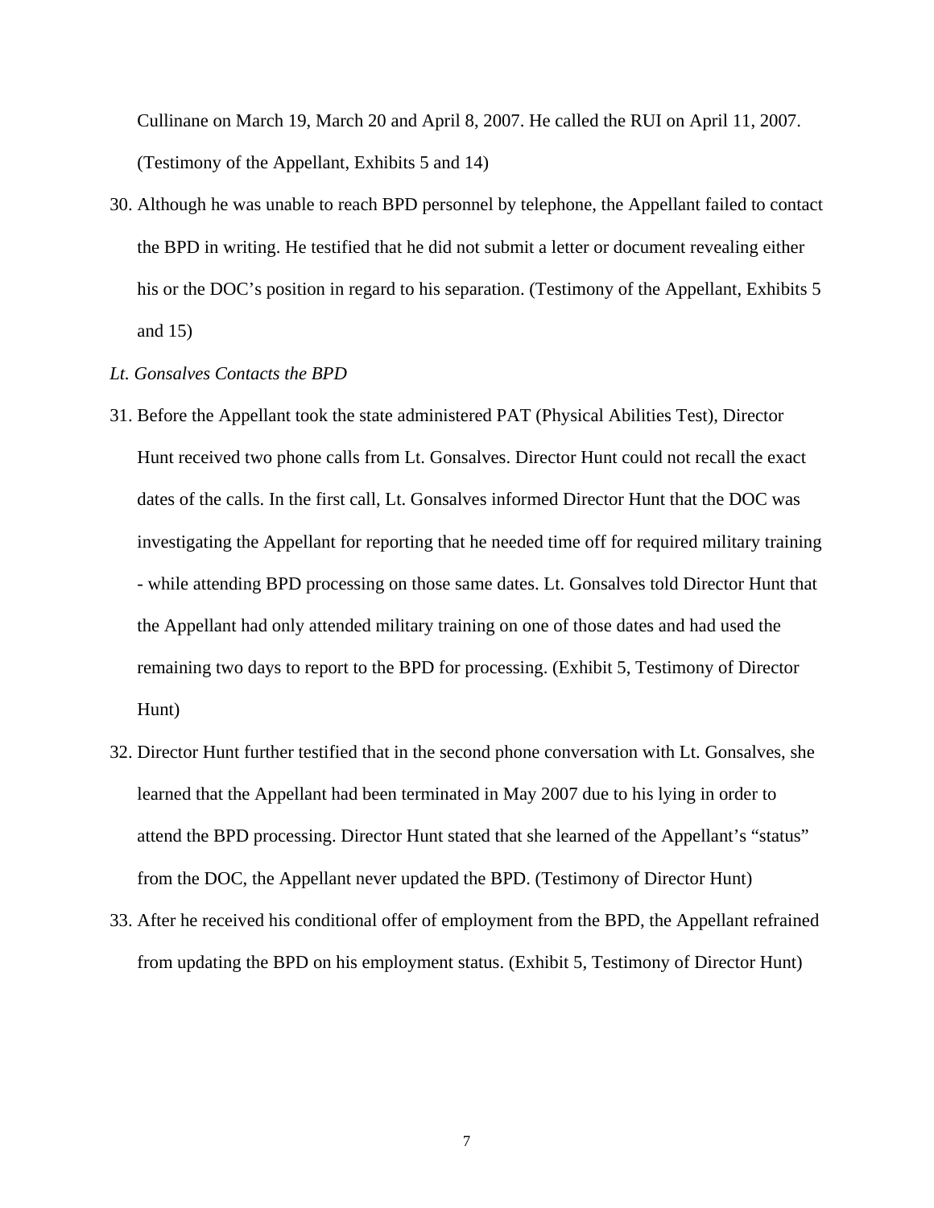Cullinane on March 19, March 20 and April 8, 2007. He called the RUI on April 11, 2007. (Testimony of the Appellant, Exhibits 5 and 14)

30. Although he was unable to reach BPD personnel by telephone, the Appellant failed to contact the BPD in writing. He testified that he did not submit a letter or document revealing either his or the DOC's position in regard to his separation. (Testimony of the Appellant, Exhibits 5 and 15)

*Lt. Gonsalves Contacts the BPD*

31. Before the Appellant took the state administered PAT (Physical Abilities Test), Director Hunt received two phone calls from Lt. Gonsalves. Director Hunt could not recall the exact dates of the calls. In the first call, Lt. Gonsalves informed Director Hunt that the DOC was investigating the Appellant for reporting that he needed time off for required military training - while attending BPD processing on those same dates. Lt. Gonsalves told Director Hunt that the Appellant had only attended military training on one of those dates and had used the remaining two days to report to the BPD for processing. (Exhibit 5, Testimony of Director Hunt)

32. Director Hunt further testified that in the second phone conversation with Lt. Gonsalves, she learned that the Appellant had been terminated in May 2007 due to his lying in order to attend the BPD processing. Director Hunt stated that she learned of the Appellant's "status" from the DOC, the Appellant never updated the BPD. (Testimony of Director Hunt)

33. After he received his conditional offer of employment from the BPD, the Appellant refrained from updating the BPD on his employment status. (Exhibit 5, Testimony of Director Hunt)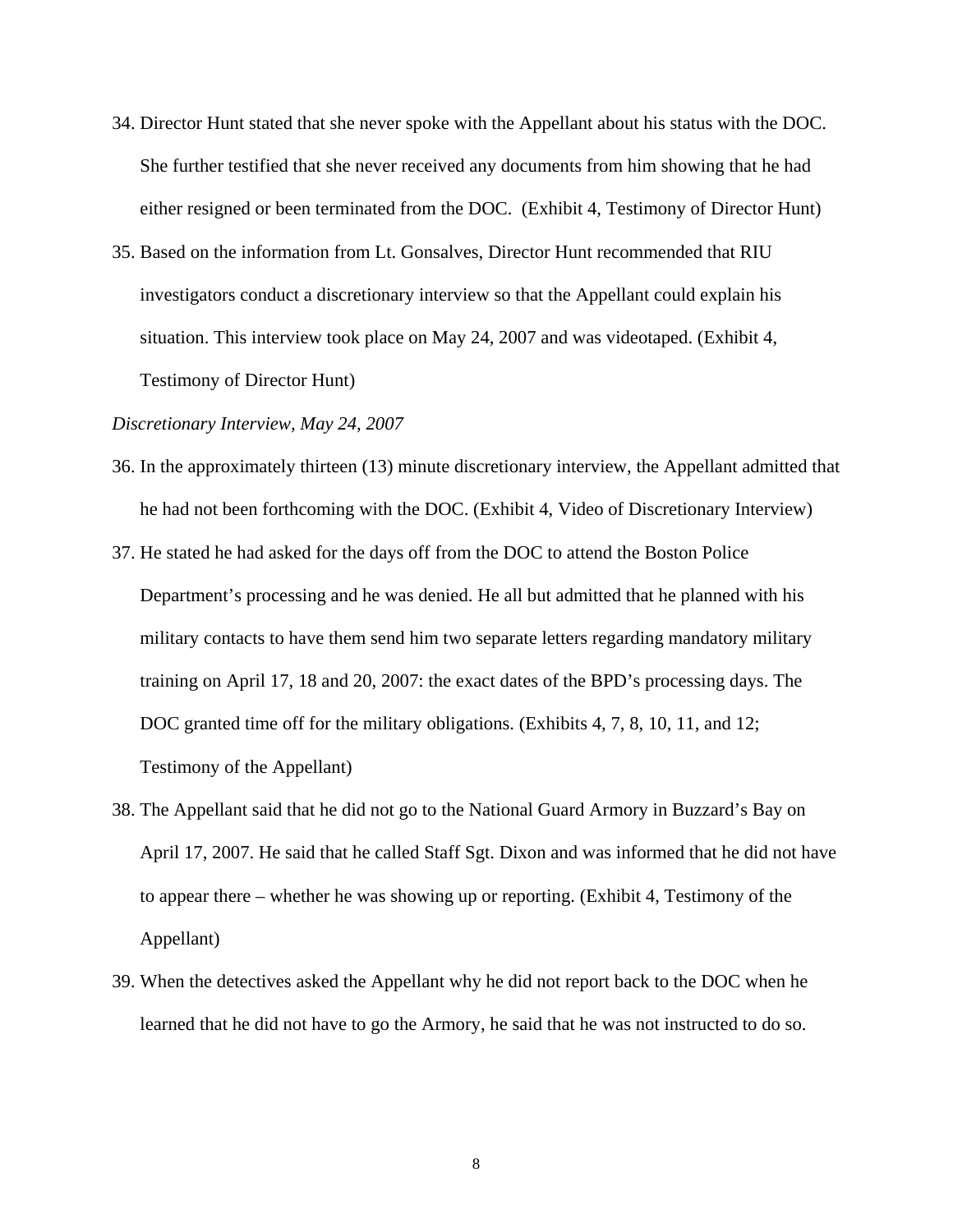34. Director Hunt stated that she never spoke with the Appellant about his status with the DOC. She further testified that she never received any documents from him showing that he had either resigned or been terminated from the DOC. (Exhibit 4, Testimony of Director Hunt)

35. Based on the information from Lt. Gonsalves, Director Hunt recommended that RIU investigators conduct a discretionary interview so that the Appellant could explain his situation. This interview took place on May 24, 2007 and was videotaped. (Exhibit 4, Testimony of Director Hunt)

*Discretionary Interview, May 24, 2007*

36. In the approximately thirteen (13) minute discretionary interview, the Appellant admitted that he had not been forthcoming with the DOC. (Exhibit 4, Video of Discretionary Interview)

37. He stated he had asked for the days off from the DOC to attend the Boston Police Department's processing and he was denied. He all but admitted that he planned with his military contacts to have them send him two separate letters regarding mandatory military training on April 17, 18 and 20, 2007: the exact dates of the BPD's processing days. The DOC granted time off for the military obligations. (Exhibits 4, 7, 8, 10, 11, and 12; Testimony of the Appellant)

38. The Appellant said that he did not go to the National Guard Armory in Buzzard's Bay on April 17, 2007. He said that he called Staff Sgt. Dixon and was informed that he did not have to appear there – whether he was showing up or reporting. (Exhibit 4, Testimony of the Appellant)

39. When the detectives asked the Appellant why he did not report back to the DOC when he learned that he did not have to go the Armory, he said that he was not instructed to do so.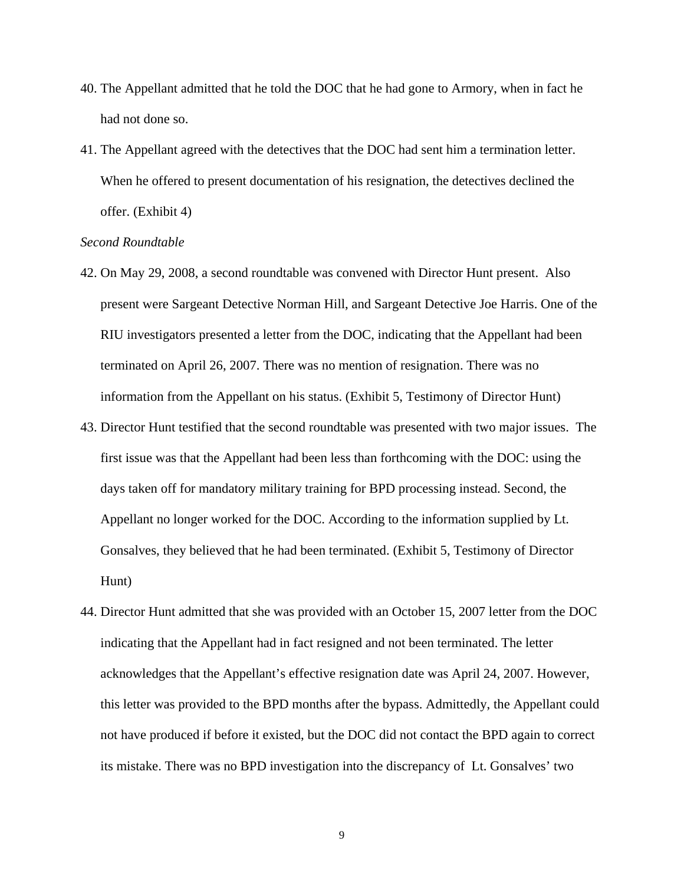40. The Appellant admitted that he told the DOC that he had gone to Armory, when in fact he had not done so.

41. The Appellant agreed with the detectives that the DOC had sent him a termination letter. When he offered to present documentation of his resignation, the detectives declined the offer. (Exhibit 4)

*Second Roundtable*

42. On May 29, 2008, a second roundtable was convened with Director Hunt present. Also present were Sargeant Detective Norman Hill, and Sargeant Detective Joe Harris. One of the RIU investigators presented a letter from the DOC, indicating that the Appellant had been terminated on April 26, 2007. There was no mention of resignation. There was no information from the Appellant on his status. (Exhibit 5, Testimony of Director Hunt)

43. Director Hunt testified that the second roundtable was presented with two major issues. The first issue was that the Appellant had been less than forthcoming with the DOC: using the days taken off for mandatory military training for BPD processing instead. Second, the Appellant no longer worked for the DOC. According to the information supplied by Lt. Gonsalves, they believed that he had been terminated. (Exhibit 5, Testimony of Director Hunt)

44. Director Hunt admitted that she was provided with an October 15, 2007 letter from the DOC indicating that the Appellant had in fact resigned and not been terminated. The letter acknowledges that the Appellant's effective resignation date was April 24, 2007. However, this letter was provided to the BPD months after the bypass. Admittedly, the Appellant could not have produced if before it existed, but the DOC did not contact the BPD again to correct its mistake. There was no BPD investigation into the discrepancy of Lt. Gonsalves' two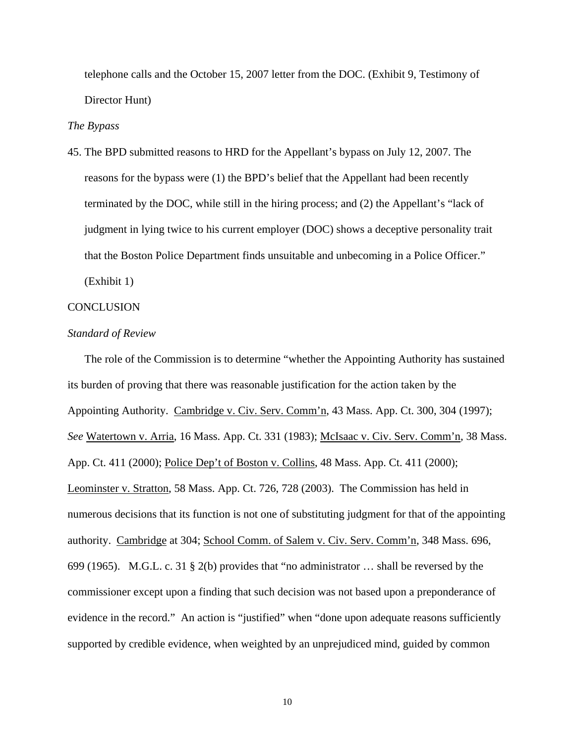telephone calls and the October 15, 2007 letter from the DOC. (Exhibit 9, Testimony of Director Hunt)

*The Bypass*

45. The BPD submitted reasons to HRD for the Appellant's bypass on July 12, 2007. The reasons for the bypass were (1) the BPD's belief that the Appellant had been recently terminated by the DOC, while still in the hiring process; and (2) the Appellant's "lack of judgment in lying twice to his current employer (DOC) shows a deceptive personality trait that the Boston Police Department finds unsuitable and unbecoming in a Police Officer." (Exhibit 1)

CONCLUSION

*Standard of Review*

The role of the Commission is to determine "whether the Appointing Authority has sustained its burden of proving that there was reasonable justification for the action taken by the Appointing Authority. Cambridge v. Civ. Serv. Comm'n, 43 Mass. App. Ct. 300, 304 (1997); *See* Watertown v. Arria, 16 Mass. App. Ct. 331 (1983); McIsaac v. Civ. Serv. Comm'n, 38 Mass. App. Ct. 411 (2000); Police Dep't of Boston v. Collins, 48 Mass. App. Ct. 411 (2000); Leominster v. Stratton, 58 Mass. App. Ct. 726, 728 (2003). The Commission has held in numerous decisions that its function is not one of substituting judgment for that of the appointing authority. Cambridge at 304; School Comm. of Salem v. Civ. Serv. Comm'n, 348 Mass. 696, 699 (1965). M.G.L. c. 31 § 2(b) provides that "no administrator … shall be reversed by the commissioner except upon a finding that such decision was not based upon a preponderance of evidence in the record." An action is "justified" when "done upon adequate reasons sufficiently supported by credible evidence, when weighted by an unprejudiced mind, guided by common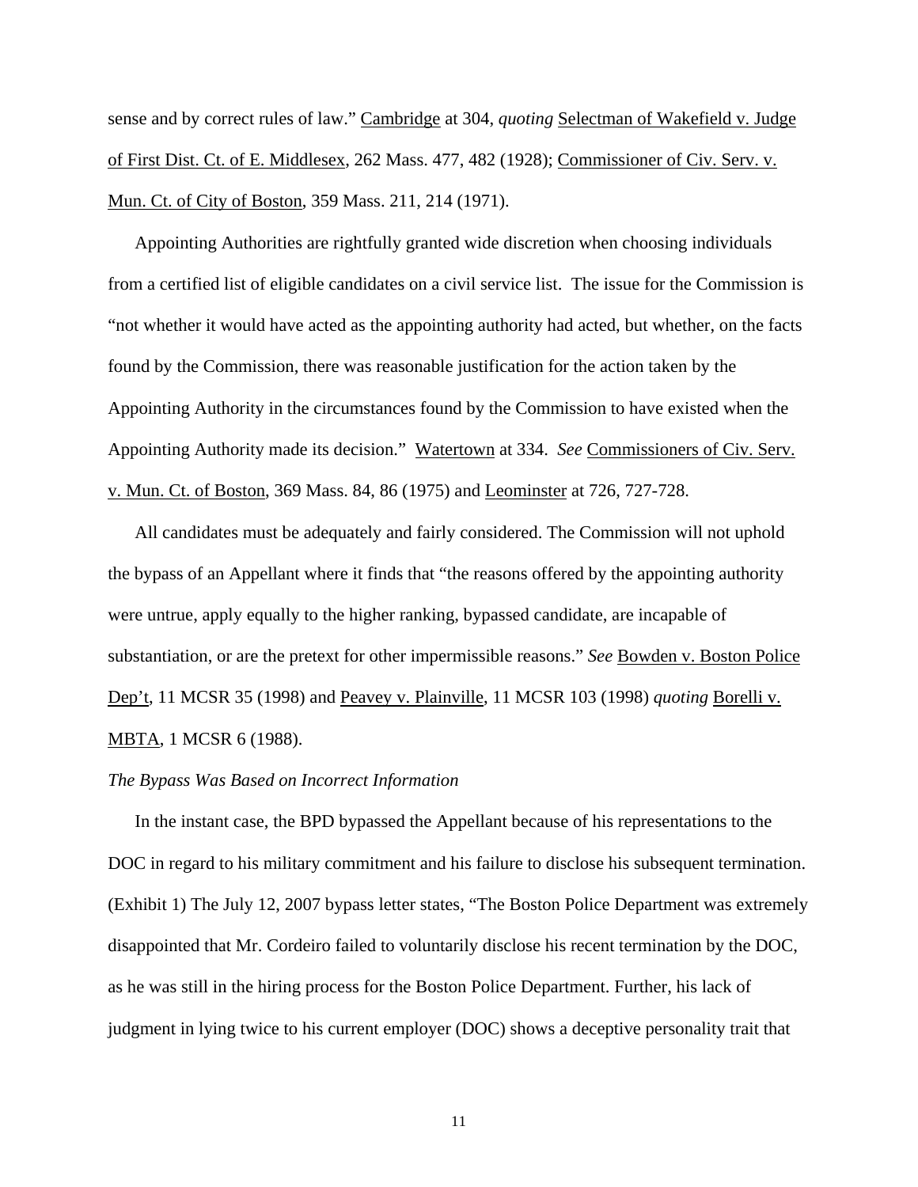sense and by correct rules of law." Cambridge at 304, *quoting* Selectman of Wakefield v. Judge of First Dist. Ct. of E. Middlesex, 262 Mass. 477, 482 (1928); Commissioner of Civ. Serv. v. Mun. Ct. of City of Boston, 359 Mass. 211, 214 (1971).

Appointing Authorities are rightfully granted wide discretion when choosing individuals from a certified list of eligible candidates on a civil service list. The issue for the Commission is "not whether it would have acted as the appointing authority had acted, but whether, on the facts found by the Commission, there was reasonable justification for the action taken by the Appointing Authority in the circumstances found by the Commission to have existed when the Appointing Authority made its decision." Watertown at 334. *See* Commissioners of Civ. Serv. v. Mun. Ct. of Boston, 369 Mass. 84, 86 (1975) and Leominster at 726, 727-728.

All candidates must be adequately and fairly considered. The Commission will not uphold the bypass of an Appellant where it finds that "the reasons offered by the appointing authority were untrue, apply equally to the higher ranking, bypassed candidate, are incapable of substantiation, or are the pretext for other impermissible reasons." *See* Bowden v. Boston Police Dep't, 11 MCSR 35 (1998) and Peavey v. Plainville, 11 MCSR 103 (1998) *quoting* Borelli v. MBTA, 1 MCSR 6 (1988).

*The Bypass Was Based on Incorrect Information*

In the instant case, the BPD bypassed the Appellant because of his representations to the DOC in regard to his military commitment and his failure to disclose his subsequent termination. (Exhibit 1) The July 12, 2007 bypass letter states, "The Boston Police Department was extremely disappointed that Mr. Cordeiro failed to voluntarily disclose his recent termination by the DOC, as he was still in the hiring process for the Boston Police Department. Further, his lack of judgment in lying twice to his current employer (DOC) shows a deceptive personality trait that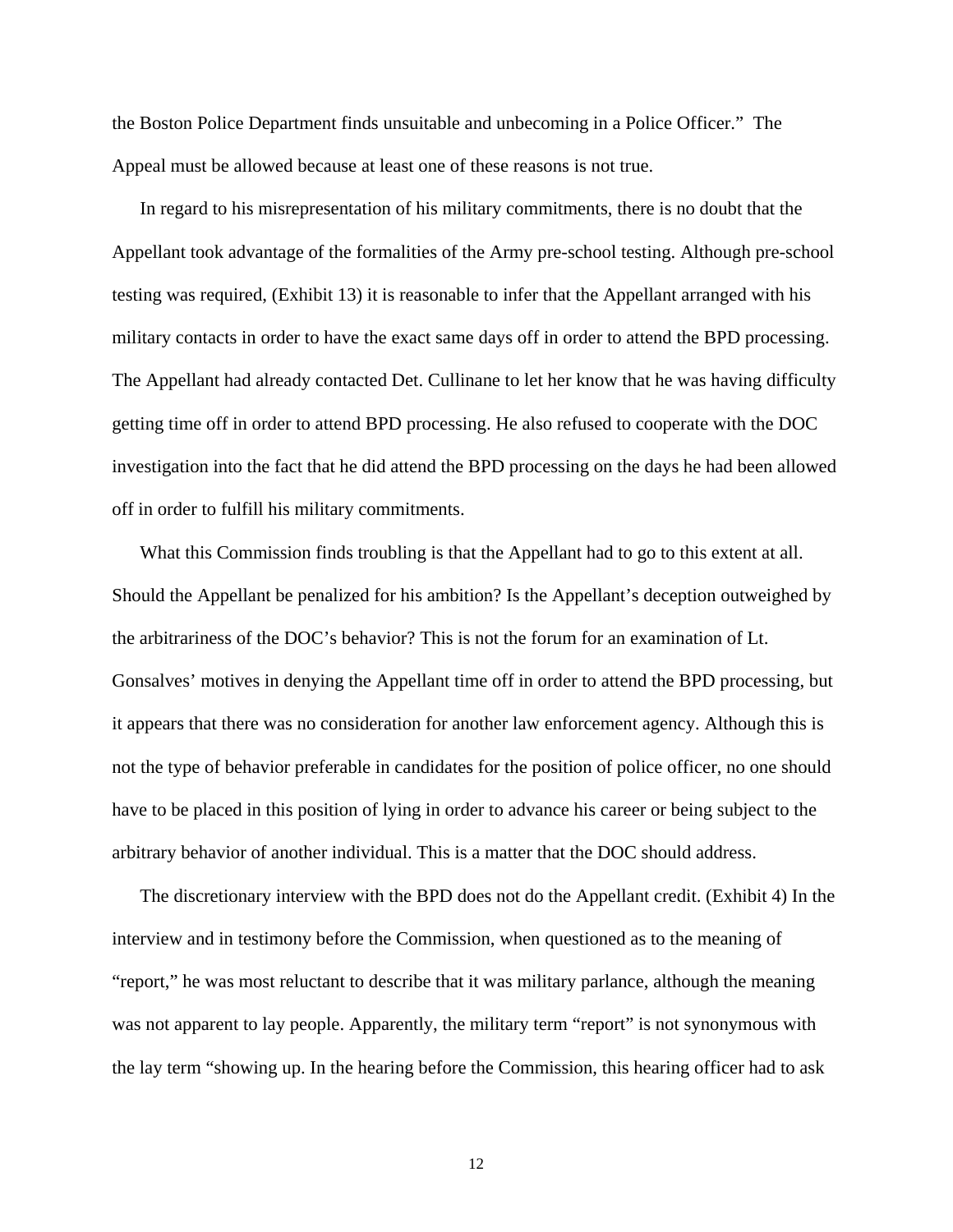the Boston Police Department finds unsuitable and unbecoming in a Police Officer." The Appeal must be allowed because at least one of these reasons is not true.

In regard to his misrepresentation of his military commitments, there is no doubt that the Appellant took advantage of the formalities of the Army pre-school testing. Although pre-school testing was required, (Exhibit 13) it is reasonable to infer that the Appellant arranged with his military contacts in order to have the exact same days off in order to attend the BPD processing. The Appellant had already contacted Det. Cullinane to let her know that he was having difficulty getting time off in order to attend BPD processing. He also refused to cooperate with the DOC investigation into the fact that he did attend the BPD processing on the days he had been allowed off in order to fulfill his military commitments.

What this Commission finds troubling is that the Appellant had to go to this extent at all. Should the Appellant be penalized for his ambition? Is the Appellant's deception outweighed by the arbitrariness of the DOC's behavior? This is not the forum for an examination of Lt. Gonsalves' motives in denying the Appellant time off in order to attend the BPD processing, but it appears that there was no consideration for another law enforcement agency. Although this is not the type of behavior preferable in candidates for the position of police officer, no one should have to be placed in this position of lying in order to advance his career or being subject to the arbitrary behavior of another individual. This is a matter that the DOC should address.

The discretionary interview with the BPD does not do the Appellant credit. (Exhibit 4) In the interview and in testimony before the Commission, when questioned as to the meaning of "report," he was most reluctant to describe that it was military parlance, although the meaning was not apparent to lay people. Apparently, the military term "report" is not synonymous with the lay term "showing up. In the hearing before the Commission, this hearing officer had to ask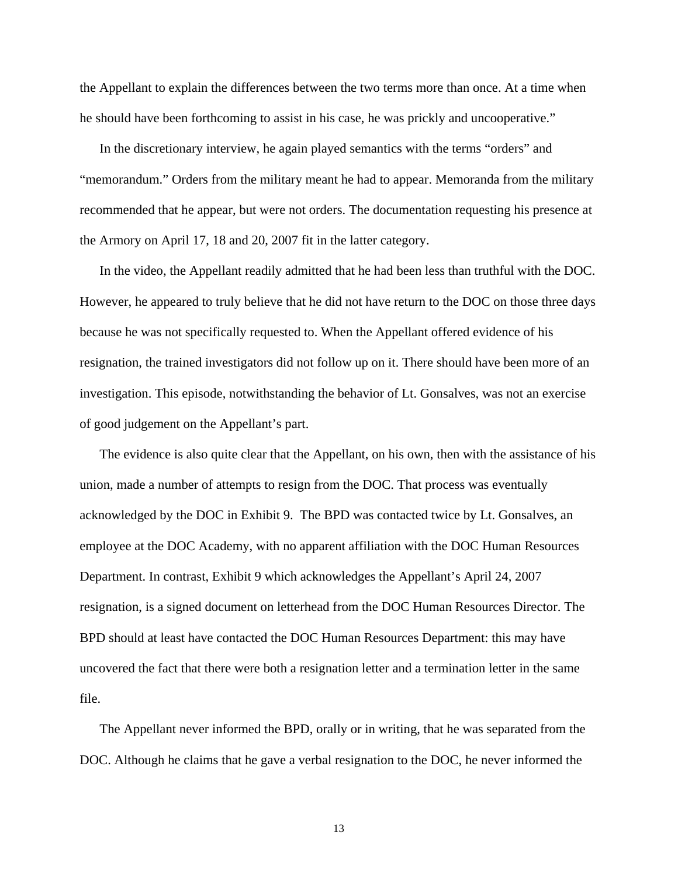the Appellant to explain the differences between the two terms more than once. At a time when he should have been forthcoming to assist in his case, he was prickly and uncooperative."

In the discretionary interview, he again played semantics with the terms "orders" and "memorandum." Orders from the military meant he had to appear. Memoranda from the military recommended that he appear, but were not orders. The documentation requesting his presence at the Armory on April 17, 18 and 20, 2007 fit in the latter category.

In the video, the Appellant readily admitted that he had been less than truthful with the DOC. However, he appeared to truly believe that he did not have return to the DOC on those three days because he was not specifically requested to. When the Appellant offered evidence of his resignation, the trained investigators did not follow up on it. There should have been more of an investigation. This episode, notwithstanding the behavior of Lt. Gonsalves, was not an exercise of good judgement on the Appellant's part.

The evidence is also quite clear that the Appellant, on his own, then with the assistance of his union, made a number of attempts to resign from the DOC. That process was eventually acknowledged by the DOC in Exhibit 9. The BPD was contacted twice by Lt. Gonsalves, an employee at the DOC Academy, with no apparent affiliation with the DOC Human Resources Department. In contrast, Exhibit 9 which acknowledges the Appellant's April 24, 2007 resignation, is a signed document on letterhead from the DOC Human Resources Director. The BPD should at least have contacted the DOC Human Resources Department: this may have uncovered the fact that there were both a resignation letter and a termination letter in the same file.

The Appellant never informed the BPD, orally or in writing, that he was separated from the DOC. Although he claims that he gave a verbal resignation to the DOC, he never informed the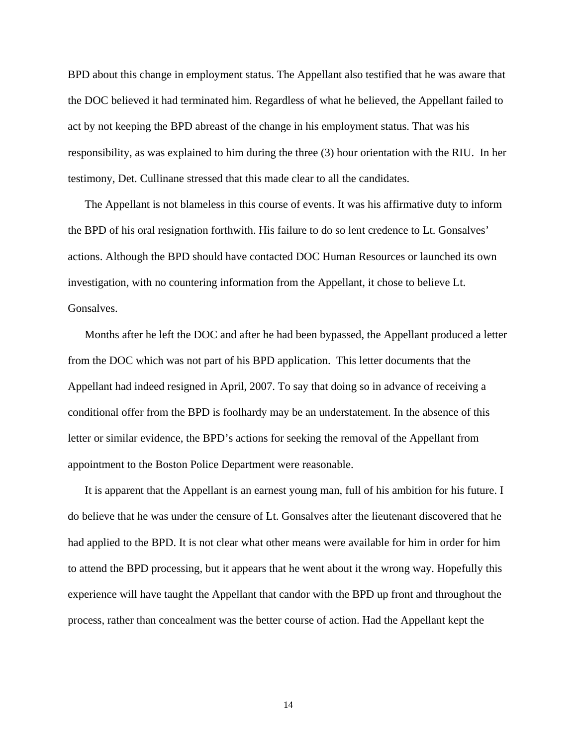BPD about this change in employment status. The Appellant also testified that he was aware that the DOC believed it had terminated him. Regardless of what he believed, the Appellant failed to act by not keeping the BPD abreast of the change in his employment status. That was his responsibility, as was explained to him during the three (3) hour orientation with the RIU. In her testimony, Det. Cullinane stressed that this made clear to all the candidates.

The Appellant is not blameless in this course of events. It was his affirmative duty to inform the BPD of his oral resignation forthwith. His failure to do so lent credence to Lt. Gonsalves' actions. Although the BPD should have contacted DOC Human Resources or launched its own investigation, with no countering information from the Appellant, it chose to believe Lt. Gonsalves.

Months after he left the DOC and after he had been bypassed, the Appellant produced a letter from the DOC which was not part of his BPD application. This letter documents that the Appellant had indeed resigned in April, 2007. To say that doing so in advance of receiving a conditional offer from the BPD is foolhardy may be an understatement. In the absence of this letter or similar evidence, the BPD's actions for seeking the removal of the Appellant from appointment to the Boston Police Department were reasonable.

It is apparent that the Appellant is an earnest young man, full of his ambition for his future. I do believe that he was under the censure of Lt. Gonsalves after the lieutenant discovered that he had applied to the BPD. It is not clear what other means were available for him in order for him to attend the BPD processing, but it appears that he went about it the wrong way. Hopefully this experience will have taught the Appellant that candor with the BPD up front and throughout the process, rather than concealment was the better course of action. Had the Appellant kept the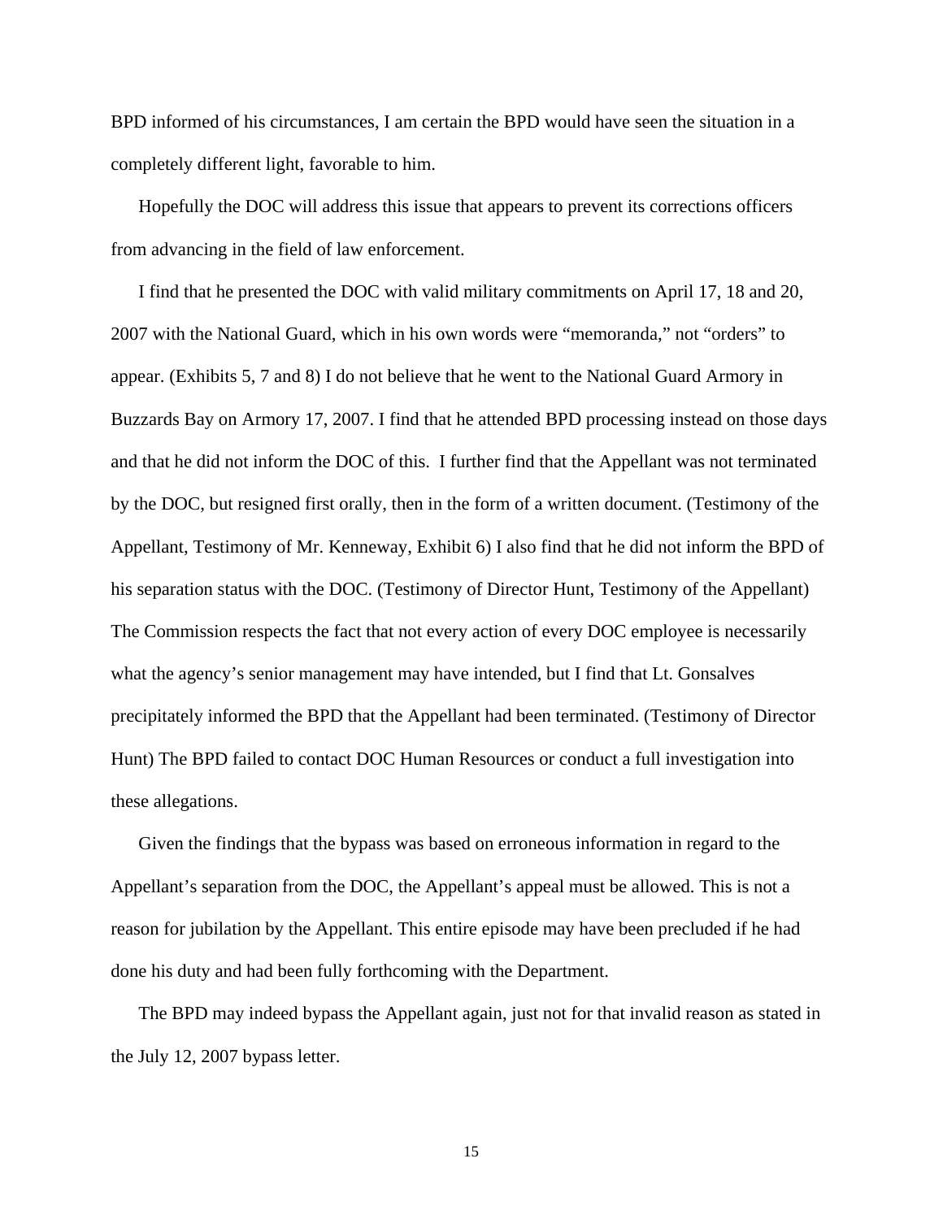BPD informed of his circumstances, I am certain the BPD would have seen the situation in a completely different light, favorable to him.

Hopefully the DOC will address this issue that appears to prevent its corrections officers from advancing in the field of law enforcement.

I find that he presented the DOC with valid military commitments on April 17, 18 and 20, 2007 with the National Guard, which in his own words were "memoranda," not "orders" to appear. (Exhibits 5, 7 and 8) I do not believe that he went to the National Guard Armory in Buzzards Bay on Armory 17, 2007. I find that he attended BPD processing instead on those days and that he did not inform the DOC of this. I further find that the Appellant was not terminated by the DOC, but resigned first orally, then in the form of a written document. (Testimony of the Appellant, Testimony of Mr. Kenneway, Exhibit 6) I also find that he did not inform the BPD of his separation status with the DOC. (Testimony of Director Hunt, Testimony of the Appellant) The Commission respects the fact that not every action of every DOC employee is necessarily what the agency's senior management may have intended, but I find that Lt. Gonsalves precipitately informed the BPD that the Appellant had been terminated. (Testimony of Director Hunt) The BPD failed to contact DOC Human Resources or conduct a full investigation into these allegations.

Given the findings that the bypass was based on erroneous information in regard to the Appellant's separation from the DOC, the Appellant's appeal must be allowed. This is not a reason for jubilation by the Appellant. This entire episode may have been precluded if he had done his duty and had been fully forthcoming with the Department.

The BPD may indeed bypass the Appellant again, just not for that invalid reason as stated in the July 12, 2007 bypass letter.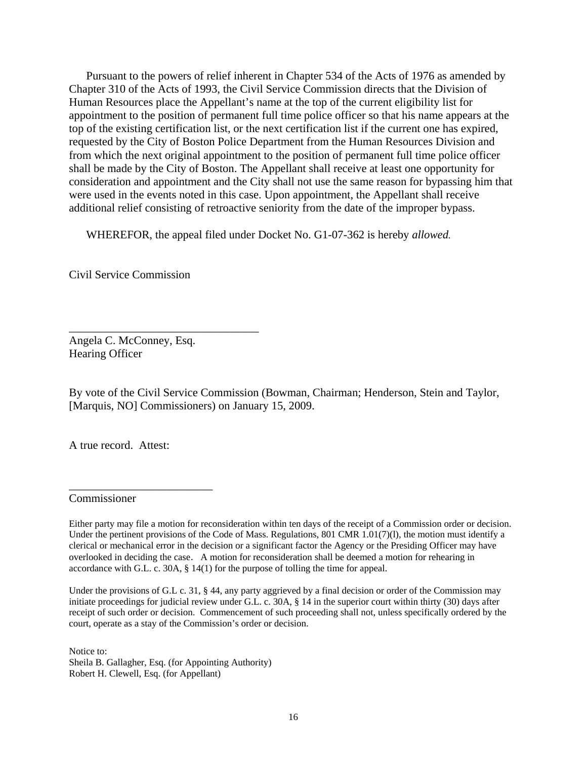Pursuant to the powers of relief inherent in Chapter 534 of the Acts of 1976 as amended by Chapter 310 of the Acts of 1993, the Civil Service Commission directs that the Division of Human Resources place the Appellant's name at the top of the current eligibility list for appointment to the position of permanent full time police officer so that his name appears at the top of the existing certification list, or the next certification list if the current one has expired, requested by the City of Boston Police Department from the Human Resources Division and from which the next original appointment to the position of permanent full time police officer shall be made by the City of Boston. The Appellant shall receive at least one opportunity for consideration and appointment and the City shall not use the same reason for bypassing him that were used in the events noted in this case. Upon appointment, the Appellant shall receive additional relief consisting of retroactive seniority from the date of the improper bypass.

WHEREFOR, the appeal filed under Docket No. G1-07-362 is hereby *allowed.*

Civil Service Commission

\_\_\_\_\_\_\_\_\_\_\_\_\_\_\_\_\_\_\_\_\_\_\_\_\_\_\_\_\_\_\_\_\_\_
Angela C. McConney, Esq.
Hearing Officer

By vote of the Civil Service Commission (Bowman, Chairman; Henderson, Stein and Taylor, [Marquis, NO] Commissioners) on January 15, 2009.

A true record. Attest:

\_\_\_\_\_\_\_\_\_\_\_\_\_\_\_\_\_\_\_\_\_\_\_\_\_\_
Commissioner

Either party may file a motion for reconsideration within ten days of the receipt of a Commission order or decision. Under the pertinent provisions of the Code of Mass. Regulations, 801 CMR 1.01(7)(l), the motion must identify a clerical or mechanical error in the decision or a significant factor the Agency or the Presiding Officer may have overlooked in deciding the case. A motion for reconsideration shall be deemed a motion for rehearing in accordance with G.L. c. 30A, § 14(1) for the purpose of tolling the time for appeal.

Under the provisions of G.L c. 31, § 44, any party aggrieved by a final decision or order of the Commission may initiate proceedings for judicial review under G.L. c. 30A, § 14 in the superior court within thirty (30) days after receipt of such order or decision. Commencement of such proceeding shall not, unless specifically ordered by the court, operate as a stay of the Commission's order or decision.

Notice to:
Sheila B. Gallagher, Esq. (for Appointing Authority)
Robert H. Clewell, Esq. (for Appellant)